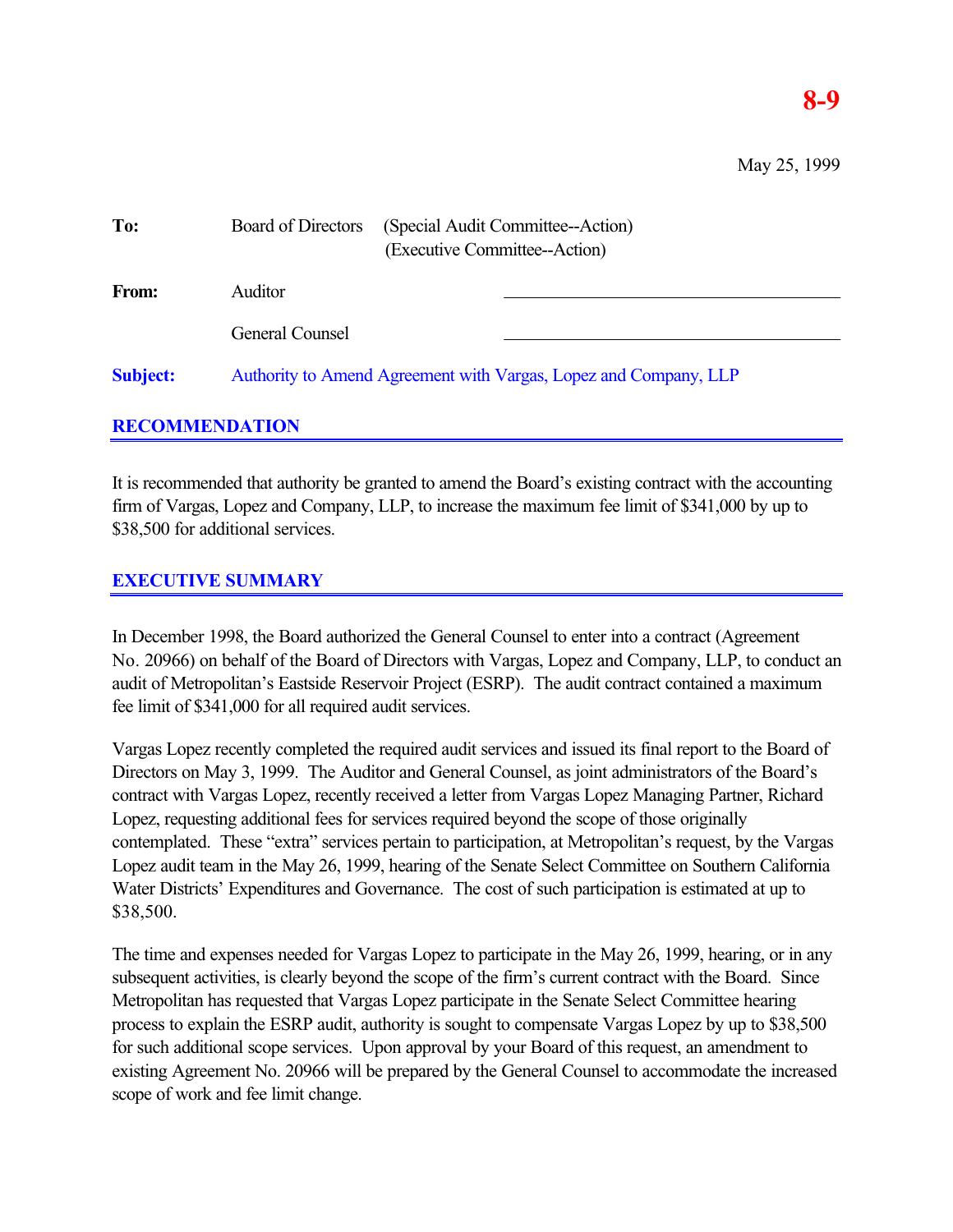**8-9**

May 25, 1999

| | | |
|---|---|---|
| **To:** | Board of Directors | (Special Audit Committee--Action)<br>(Executive Committee--Action) |
| **From:** | Auditor | ______________________ |
| | General Counsel | ______________________ |
| **Subject:** | Authority to Amend Agreement with Vargas, Lopez and Company, LLP | |

## RECOMMENDATION

It is recommended that authority be granted to amend the Board's existing contract with the accounting firm of Vargas, Lopez and Company, LLP, to increase the maximum fee limit of $341,000 by up to $38,500 for additional services.

## EXECUTIVE SUMMARY

In December 1998, the Board authorized the General Counsel to enter into a contract (Agreement No. 20966) on behalf of the Board of Directors with Vargas, Lopez and Company, LLP, to conduct an audit of Metropolitan's Eastside Reservoir Project (ESRP). The audit contract contained a maximum fee limit of $341,000 for all required audit services.

Vargas Lopez recently completed the required audit services and issued its final report to the Board of Directors on May 3, 1999. The Auditor and General Counsel, as joint administrators of the Board's contract with Vargas Lopez, recently received a letter from Vargas Lopez Managing Partner, Richard Lopez, requesting additional fees for services required beyond the scope of those originally contemplated. These "extra" services pertain to participation, at Metropolitan's request, by the Vargas Lopez audit team in the May 26, 1999, hearing of the Senate Select Committee on Southern California Water Districts' Expenditures and Governance. The cost of such participation is estimated at up to $38,500.

The time and expenses needed for Vargas Lopez to participate in the May 26, 1999, hearing, or in any subsequent activities, is clearly beyond the scope of the firm's current contract with the Board. Since Metropolitan has requested that Vargas Lopez participate in the Senate Select Committee hearing process to explain the ESRP audit, authority is sought to compensate Vargas Lopez by up to $38,500 for such additional scope services. Upon approval by your Board of this request, an amendment to existing Agreement No. 20966 will be prepared by the General Counsel to accommodate the increased scope of work and fee limit change.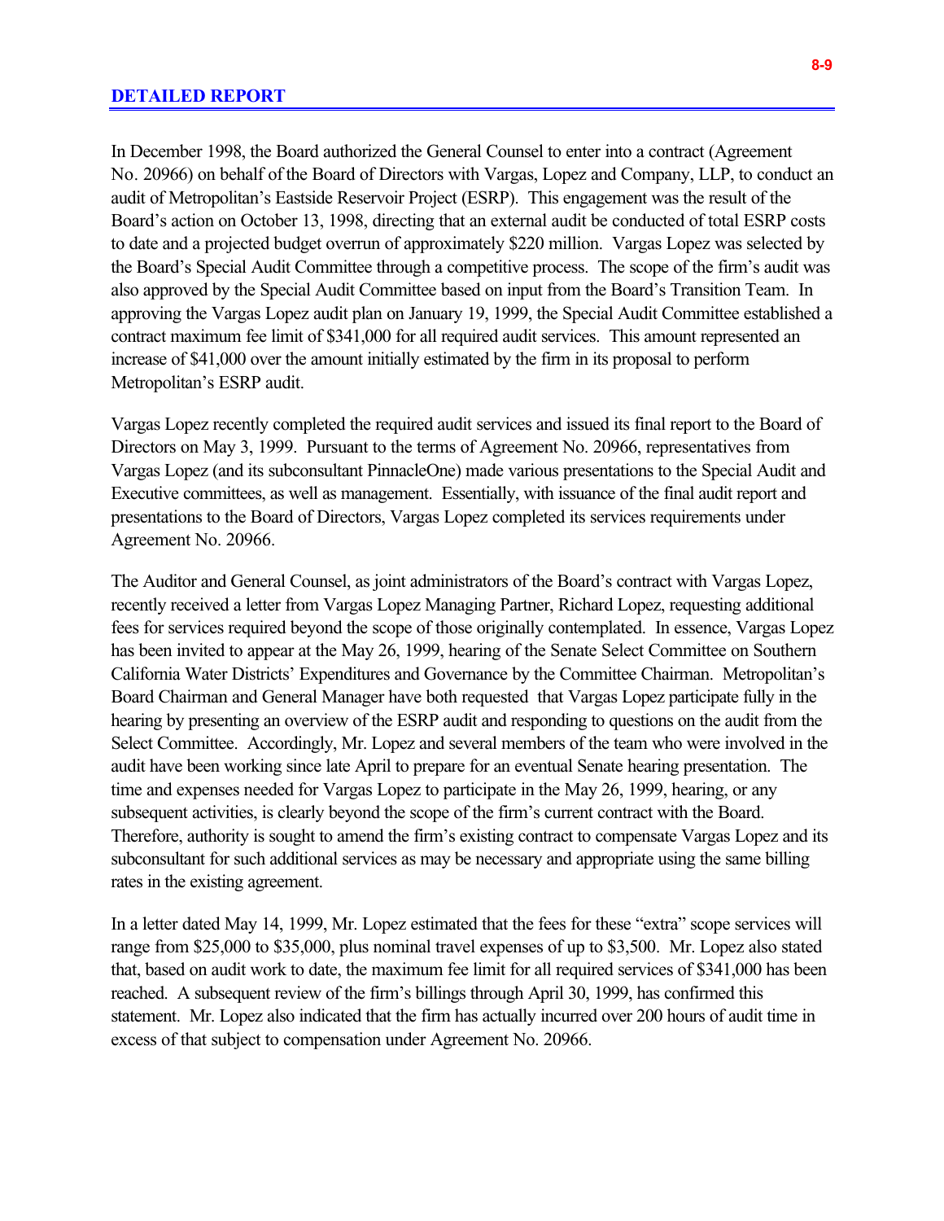## DETAILED REPORT

In December 1998, the Board authorized the General Counsel to enter into a contract (Agreement No. 20966) on behalf of the Board of Directors with Vargas, Lopez and Company, LLP, to conduct an audit of Metropolitan's Eastside Reservoir Project (ESRP). This engagement was the result of the Board's action on October 13, 1998, directing that an external audit be conducted of total ESRP costs to date and a projected budget overrun of approximately $220 million. Vargas Lopez was selected by the Board's Special Audit Committee through a competitive process. The scope of the firm's audit was also approved by the Special Audit Committee based on input from the Board's Transition Team. In approving the Vargas Lopez audit plan on January 19, 1999, the Special Audit Committee established a contract maximum fee limit of $341,000 for all required audit services. This amount represented an increase of $41,000 over the amount initially estimated by the firm in its proposal to perform Metropolitan's ESRP audit.

Vargas Lopez recently completed the required audit services and issued its final report to the Board of Directors on May 3, 1999. Pursuant to the terms of Agreement No. 20966, representatives from Vargas Lopez (and its subconsultant PinnacleOne) made various presentations to the Special Audit and Executive committees, as well as management. Essentially, with issuance of the final audit report and presentations to the Board of Directors, Vargas Lopez completed its services requirements under Agreement No. 20966.

The Auditor and General Counsel, as joint administrators of the Board's contract with Vargas Lopez, recently received a letter from Vargas Lopez Managing Partner, Richard Lopez, requesting additional fees for services required beyond the scope of those originally contemplated. In essence, Vargas Lopez has been invited to appear at the May 26, 1999, hearing of the Senate Select Committee on Southern California Water Districts' Expenditures and Governance by the Committee Chairman. Metropolitan's Board Chairman and General Manager have both requested that Vargas Lopez participate fully in the hearing by presenting an overview of the ESRP audit and responding to questions on the audit from the Select Committee. Accordingly, Mr. Lopez and several members of the team who were involved in the audit have been working since late April to prepare for an eventual Senate hearing presentation. The time and expenses needed for Vargas Lopez to participate in the May 26, 1999, hearing, or any subsequent activities, is clearly beyond the scope of the firm's current contract with the Board. Therefore, authority is sought to amend the firm's existing contract to compensate Vargas Lopez and its subconsultant for such additional services as may be necessary and appropriate using the same billing rates in the existing agreement.

In a letter dated May 14, 1999, Mr. Lopez estimated that the fees for these "extra" scope services will range from $25,000 to $35,000, plus nominal travel expenses of up to $3,500. Mr. Lopez also stated that, based on audit work to date, the maximum fee limit for all required services of $341,000 has been reached. A subsequent review of the firm's billings through April 30, 1999, has confirmed this statement. Mr. Lopez also indicated that the firm has actually incurred over 200 hours of audit time in excess of that subject to compensation under Agreement No. 20966.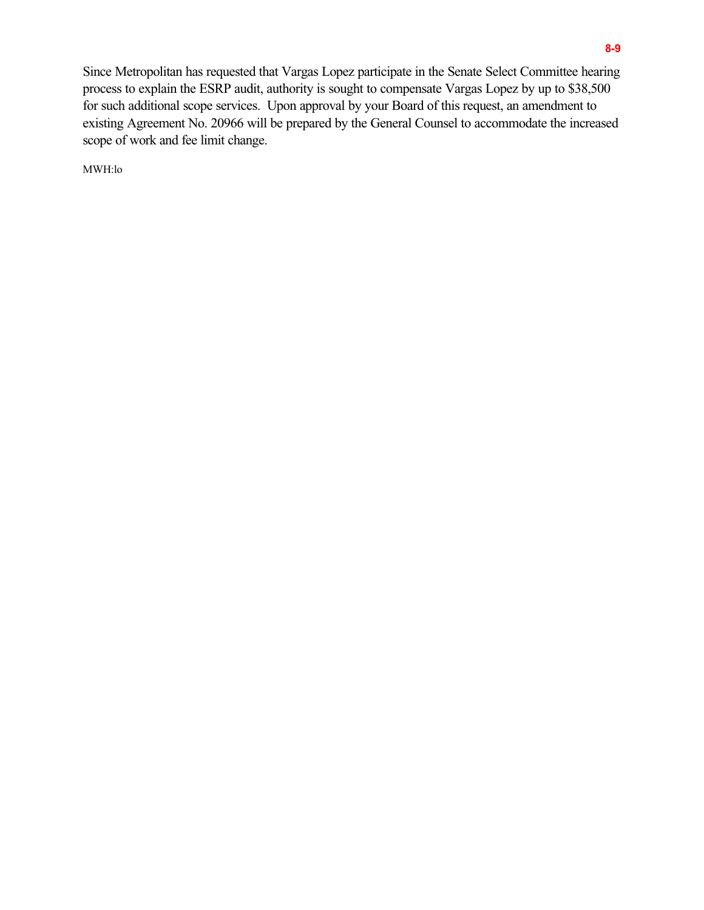Since Metropolitan has requested that Vargas Lopez participate in the Senate Select Committee hearing process to explain the ESRP audit, authority is sought to compensate Vargas Lopez by up to $38,500 for such additional scope services. Upon approval by your Board of this request, an amendment to existing Agreement No. 20966 will be prepared by the General Counsel to accommodate the increased scope of work and fee limit change.

MWH:lo